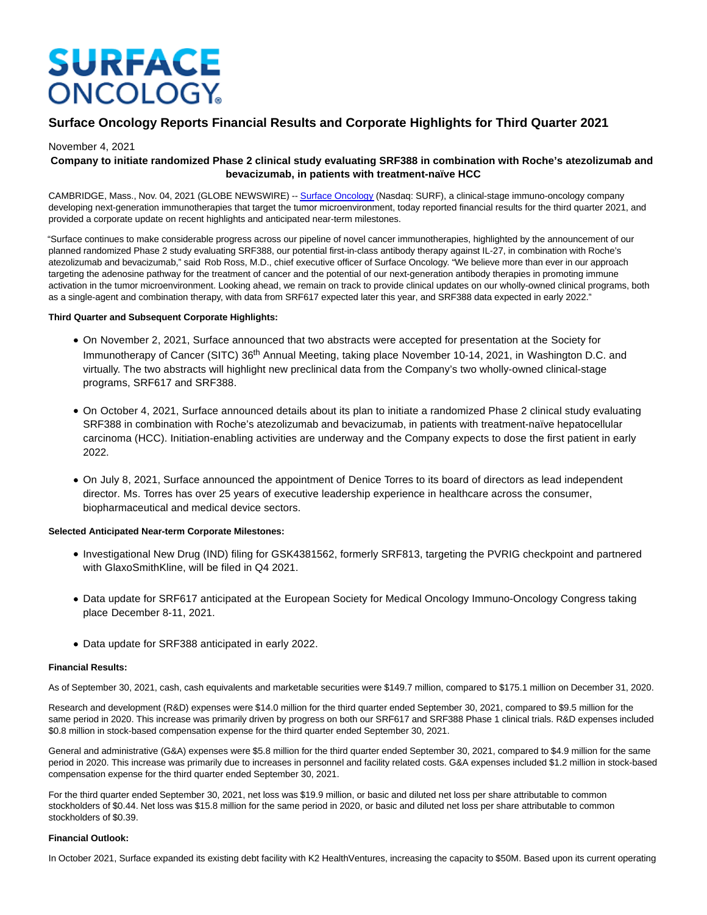# Surface Oncology Reports Financial Results and Corporate Highlights for Third Quarter 2021

November 4, 2021

**Company to initiate randomized Phase 2 clinical study evaluating SRF388 in combination with Roche's atezolizumab and bevacizumab, in patients with treatment-naïve HCC**

CAMBRIDGE, Mass., Nov. 04, 2021 (GLOBE NEWSWIRE) -- Surface Oncology (Nasdaq: SURF), a clinical-stage immuno-oncology company developing next-generation immunotherapies that target the tumor microenvironment, today reported financial results for the third quarter 2021, and provided a corporate update on recent highlights and anticipated near-term milestones.

"Surface continues to make considerable progress across our pipeline of novel cancer immunotherapies, highlighted by the announcement of our planned randomized Phase 2 study evaluating SRF388, our potential first-in-class antibody therapy against IL-27, in combination with Roche's atezolizumab and bevacizumab," said Rob Ross, M.D., chief executive officer of Surface Oncology. "We believe more than ever in our approach targeting the adenosine pathway for the treatment of cancer and the potential of our next-generation antibody therapies in promoting immune activation in the tumor microenvironment. Looking ahead, we remain on track to provide clinical updates on our wholly-owned clinical programs, both as a single-agent and combination therapy, with data from SRF617 expected later this year, and SRF388 data expected in early 2022."

**Third Quarter and Subsequent Corporate Highlights:**

- On November 2, 2021, Surface announced that two abstracts were accepted for presentation at the Society for Immunotherapy of Cancer (SITC) 36th Annual Meeting, taking place November 10-14, 2021, in Washington D.C. and virtually. The two abstracts will highlight new preclinical data from the Company's two wholly-owned clinical-stage programs, SRF617 and SRF388.
- On October 4, 2021, Surface announced details about its plan to initiate a randomized Phase 2 clinical study evaluating SRF388 in combination with Roche's atezolizumab and bevacizumab, in patients with treatment-naïve hepatocellular carcinoma (HCC). Initiation-enabling activities are underway and the Company expects to dose the first patient in early 2022.
- On July 8, 2021, Surface announced the appointment of Denice Torres to its board of directors as lead independent director. Ms. Torres has over 25 years of executive leadership experience in healthcare across the consumer, biopharmaceutical and medical device sectors.

**Selected Anticipated Near-term Corporate Milestones:**

- Investigational New Drug (IND) filing for GSK4381562, formerly SRF813, targeting the PVRIG checkpoint and partnered with GlaxoSmithKline, will be filed in Q4 2021.
- Data update for SRF617 anticipated at the European Society for Medical Oncology Immuno-Oncology Congress taking place December 8-11, 2021.
- Data update for SRF388 anticipated in early 2022.

**Financial Results:**

As of September 30, 2021, cash, cash equivalents and marketable securities were $149.7 million, compared to $175.1 million on December 31, 2020.

Research and development (R&D) expenses were $14.0 million for the third quarter ended September 30, 2021, compared to $9.5 million for the same period in 2020. This increase was primarily driven by progress on both our SRF617 and SRF388 Phase 1 clinical trials. R&D expenses included $0.8 million in stock-based compensation expense for the third quarter ended September 30, 2021.

General and administrative (G&A) expenses were $5.8 million for the third quarter ended September 30, 2021, compared to $4.9 million for the same period in 2020. This increase was primarily due to increases in personnel and facility related costs. G&A expenses included $1.2 million in stock-based compensation expense for the third quarter ended September 30, 2021.

For the third quarter ended September 30, 2021, net loss was $19.9 million, or basic and diluted net loss per share attributable to common stockholders of $0.44. Net loss was $15.8 million for the same period in 2020, or basic and diluted net loss per share attributable to common stockholders of $0.39.

**Financial Outlook:**

In October 2021, Surface expanded its existing debt facility with K2 HealthVentures, increasing the capacity to $50M. Based upon its current operating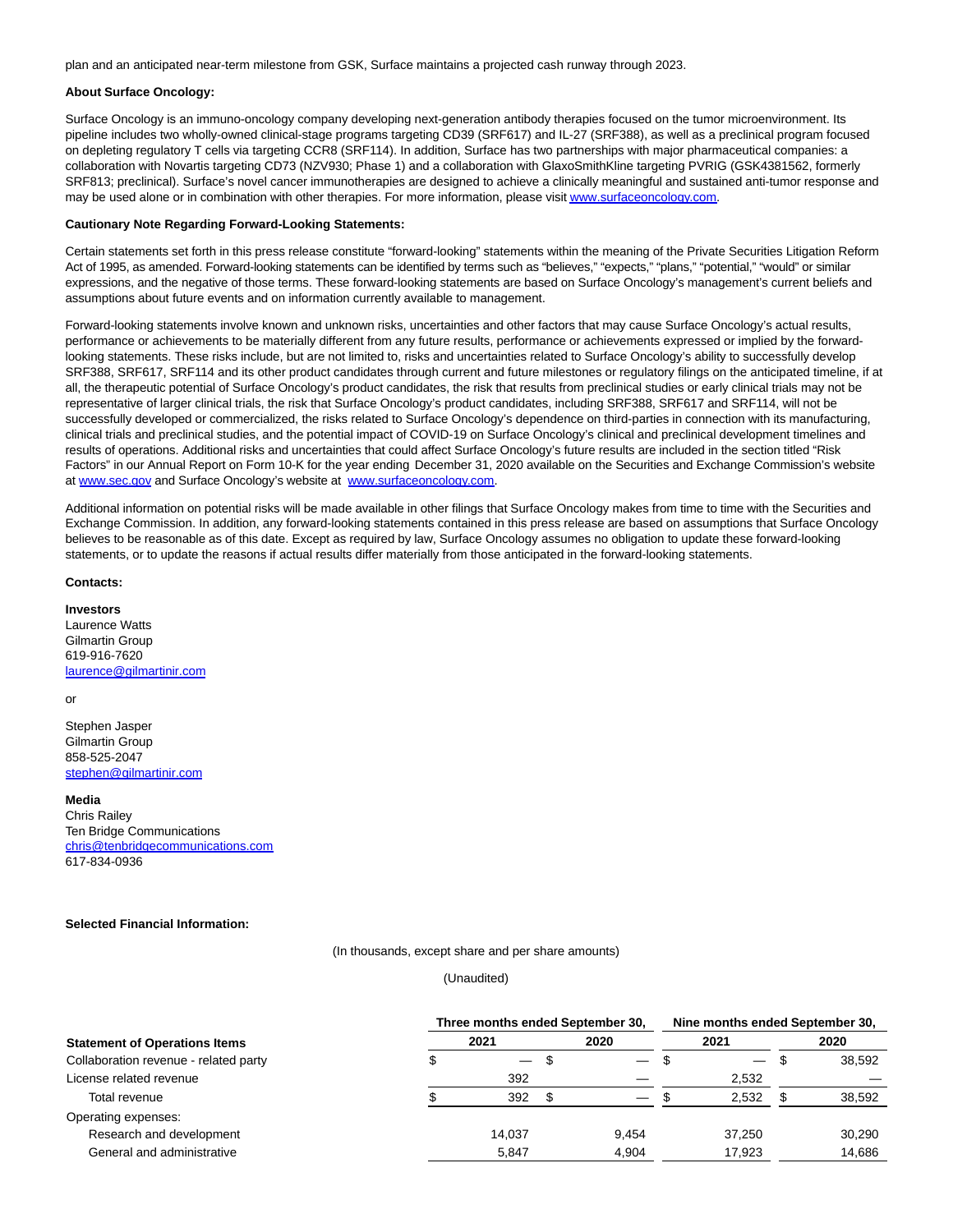plan and an anticipated near-term milestone from GSK, Surface maintains a projected cash runway through 2023.

**About Surface Oncology:**

Surface Oncology is an immuno-oncology company developing next-generation antibody therapies focused on the tumor microenvironment. Its pipeline includes two wholly-owned clinical-stage programs targeting CD39 (SRF617) and IL-27 (SRF388), as well as a preclinical program focused on depleting regulatory T cells via targeting CCR8 (SRF114). In addition, Surface has two partnerships with major pharmaceutical companies: a collaboration with Novartis targeting CD73 (NZV930; Phase 1) and a collaboration with GlaxoSmithKline targeting PVRIG (GSK4381562, formerly SRF813; preclinical). Surface's novel cancer immunotherapies are designed to achieve a clinically meaningful and sustained anti-tumor response and may be used alone or in combination with other therapies. For more information, please visit www.surfaceoncology.com.

**Cautionary Note Regarding Forward-Looking Statements:**

Certain statements set forth in this press release constitute "forward-looking" statements within the meaning of the Private Securities Litigation Reform Act of 1995, as amended. Forward-looking statements can be identified by terms such as "believes," "expects," "plans," "potential," "would" or similar expressions, and the negative of those terms. These forward-looking statements are based on Surface Oncology's management's current beliefs and assumptions about future events and on information currently available to management.

Forward-looking statements involve known and unknown risks, uncertainties and other factors that may cause Surface Oncology's actual results, performance or achievements to be materially different from any future results, performance or achievements expressed or implied by the forward-looking statements. These risks include, but are not limited to, risks and uncertainties related to Surface Oncology's ability to successfully develop SRF388, SRF617, SRF114 and its other product candidates through current and future milestones or regulatory filings on the anticipated timeline, if at all, the therapeutic potential of Surface Oncology's product candidates, the risk that results from preclinical studies or early clinical trials may not be representative of larger clinical trials, the risk that Surface Oncology's product candidates, including SRF388, SRF617 and SRF114, will not be successfully developed or commercialized, the risks related to Surface Oncology's dependence on third-parties in connection with its manufacturing, clinical trials and preclinical studies, and the potential impact of COVID-19 on Surface Oncology's clinical and preclinical development timelines and results of operations. Additional risks and uncertainties that could affect Surface Oncology's future results are included in the section titled "Risk Factors" in our Annual Report on Form 10-K for the year ending December 31, 2020 available on the Securities and Exchange Commission's website at www.sec.gov and Surface Oncology's website at www.surfaceoncology.com.

Additional information on potential risks will be made available in other filings that Surface Oncology makes from time to time with the Securities and Exchange Commission. In addition, any forward-looking statements contained in this press release are based on assumptions that Surface Oncology believes to be reasonable as of this date. Except as required by law, Surface Oncology assumes no obligation to update these forward-looking statements, or to update the reasons if actual results differ materially from those anticipated in the forward-looking statements.

**Contacts:**

**Investors**
Laurence Watts
Gilmartin Group
619-916-7620
laurence@gilmartinir.com

or

Stephen Jasper
Gilmartin Group
858-525-2047
stephen@gilmartinir.com

**Media**
Chris Railey
Ten Bridge Communications
chris@tenbridgecommunications.com
617-834-0936

**Selected Financial Information:**

(In thousands, except share and per share amounts)

(Unaudited)

| | Three months ended September 30, | | Nine months ended September 30, | |
|---|---|---|---|---|
| **Statement of Operations Items** | 2021 | 2020 | 2021 | 2020 |
| Collaboration revenue - related party | $ — | $ — | $ — | $ 38,592 |
| License related revenue | 392 | — | 2,532 | — |
| Total revenue | $ 392 | $ — | $ 2,532 | $ 38,592 |
| Operating expenses: | | | | |
| Research and development | 14,037 | 9,454 | 37,250 | 30,290 |
| General and administrative | 5,847 | 4,904 | 17,923 | 14,686 |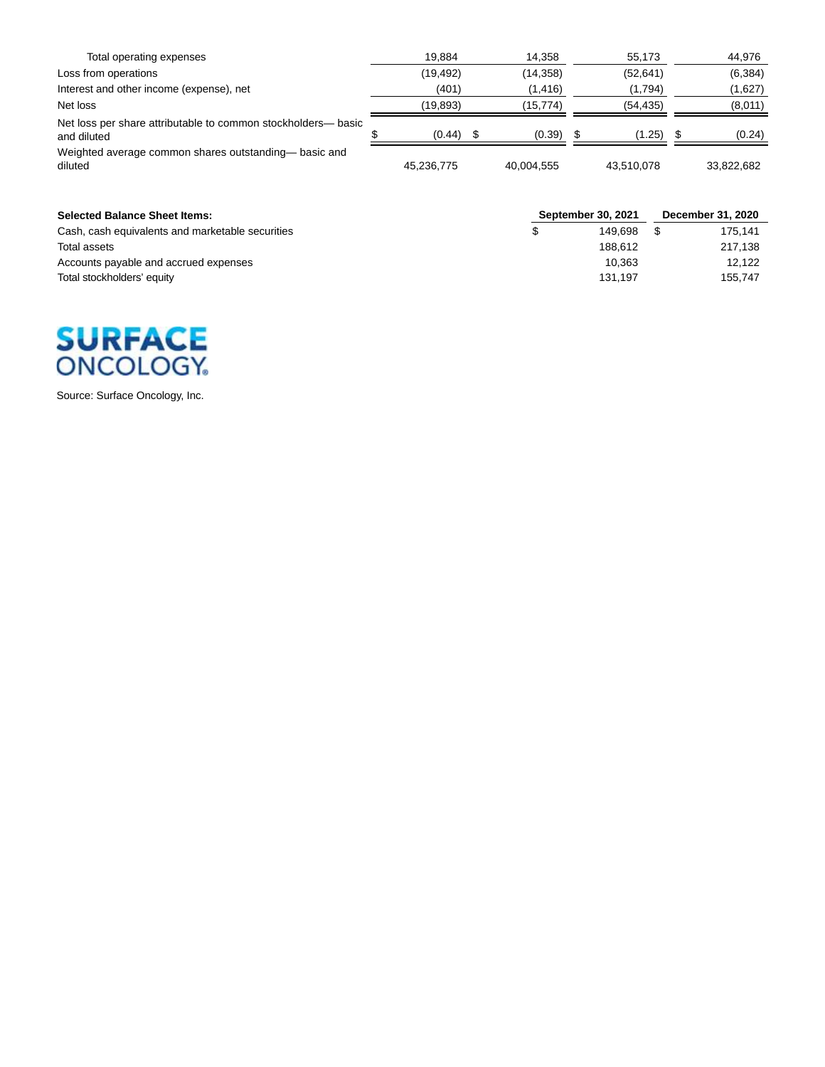| | | | | |
|---|---|---|---|---|
| Total operating expenses | 19,884 | 14,358 | 55,173 | 44,976 |
| Loss from operations | (19,492) | (14,358) | (52,641) | (6,384) |
| Interest and other income (expense), net | (401) | (1,416) | (1,794) | (1,627) |
| Net loss | (19,893) | (15,774) | (54,435) | (8,011) |
| Net loss per share attributable to common stockholders— basic and diluted | $ (0.44) | $ (0.39) | $ (1.25) | $ (0.24) |
| Weighted average common shares outstanding— basic and diluted | 45,236,775 | 40,004,555 | 43,510,078 | 33,822,682 |

| **Selected Balance Sheet Items:** | **September 30, 2021** | **December 31, 2020** |
|---|---|---|
| Cash, cash equivalents and marketable securities | $ 149,698 | $ 175,141 |
| Total assets | 188,612 | 217,138 |
| Accounts payable and accrued expenses | 10,363 | 12,122 |
| Total stockholders' equity | 131,197 | 155,747 |

SURFACE ONCOLOGY

Source: Surface Oncology, Inc.